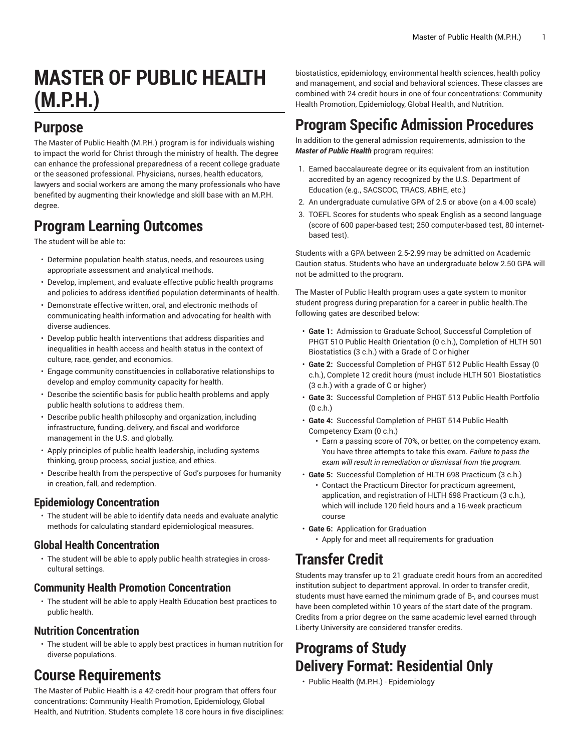# MASTER OF PUBLIC HEALTH (M.P.H.)

## Purpose

The Master of Public Health (M.P.H.) program is for individuals wishing to impact the world for Christ through the ministry of health. The degree can enhance the professional preparedness of a recent college graduate or the seasoned professional. Physicians, nurses, health educators, lawyers and social workers are among the many professionals who have benefited by augmenting their knowledge and skill base with an M.P.H. degree.

## Program Learning Outcomes

The student will be able to:

- Determine population health status, needs, and resources using appropriate assessment and analytical methods.
- Develop, implement, and evaluate effective public health programs and policies to address identified population determinants of health.
- Demonstrate effective written, oral, and electronic methods of communicating health information and advocating for health with diverse audiences.
- Develop public health interventions that address disparities and inequalities in health access and health status in the context of culture, race, gender, and economics.
- Engage community constituencies in collaborative relationships to develop and employ community capacity for health.
- Describe the scientific basis for public health problems and apply public health solutions to address them.
- Describe public health philosophy and organization, including infrastructure, funding, delivery, and fiscal and workforce management in the U.S. and globally.
- Apply principles of public health leadership, including systems thinking, group process, social justice, and ethics.
- Describe health from the perspective of God's purposes for humanity in creation, fall, and redemption.

### Epidemiology Concentration

- The student will be able to identify data needs and evaluate analytic methods for calculating standard epidemiological measures.

### Global Health Concentration

- The student will be able to apply public health strategies in cross-cultural settings.

### Community Health Promotion Concentration

- The student will be able to apply Health Education best practices to public health.

### Nutrition Concentration

- The student will be able to apply best practices in human nutrition for diverse populations.

## Course Requirements

The Master of Public Health is a 42-credit-hour program that offers four concentrations: Community Health Promotion, Epidemiology, Global Health, and Nutrition. Students complete 18 core hours in five disciplines: biostatistics, epidemiology, environmental health sciences, health policy and management, and social and behavioral sciences. These classes are combined with 24 credit hours in one of four concentrations: Community Health Promotion, Epidemiology, Global Health, and Nutrition.

## Program Specific Admission Procedures

In addition to the general admission requirements, admission to the ***Master of Public Health*** program requires:

1. Earned baccalaureate degree or its equivalent from an institution accredited by an agency recognized by the U.S. Department of Education (e.g., SACSCOC, TRACS, ABHE, etc.)
2. An undergraduate cumulative GPA of 2.5 or above (on a 4.00 scale)
3. TOEFL Scores for students who speak English as a second language (score of 600 paper-based test; 250 computer-based test, 80 internet-based test).

Students with a GPA between 2.5-2.99 may be admitted on Academic Caution status. Students who have an undergraduate below 2.50 GPA will not be admitted to the program.

The Master of Public Health program uses a gate system to monitor student progress during preparation for a career in public health.The following gates are described below:

- **Gate 1:** Admission to Graduate School, Successful Completion of PHGT 510 Public Health Orientation (0 c.h.), Completion of HLTH 501 Biostatistics (3 c.h.) with a Grade of C or higher
- **Gate 2:** Successful Completion of PHGT 512 Public Health Essay (0 c.h.), Complete 12 credit hours (must include HLTH 501 Biostatistics (3 c.h.) with a grade of C or higher)
- **Gate 3:** Successful Completion of PHGT 513 Public Health Portfolio (0 c.h.)
- **Gate 4:** Successful Completion of PHGT 514 Public Health Competency Exam (0 c.h.)
  - Earn a passing score of 70%, or better, on the competency exam. You have three attempts to take this exam. *Failure to pass the exam will result in remediation or dismissal from the program.*
- **Gate 5:** Successful Completion of HLTH 698 Practicum (3 c.h.)
  - Contact the Practicum Director for practicum agreement, application, and registration of HLTH 698 Practicum (3 c.h.), which will include 120 field hours and a 16-week practicum course
- **Gate 6:** Application for Graduation
  - Apply for and meet all requirements for graduation

## Transfer Credit

Students may transfer up to 21 graduate credit hours from an accredited institution subject to department approval. In order to transfer credit, students must have earned the minimum grade of B-, and courses must have been completed within 10 years of the start date of the program. Credits from a prior degree on the same academic level earned through Liberty University are considered transfer credits.

## Programs of Study
## Delivery Format: Residential Only

- Public Health (M.P.H.) - Epidemiology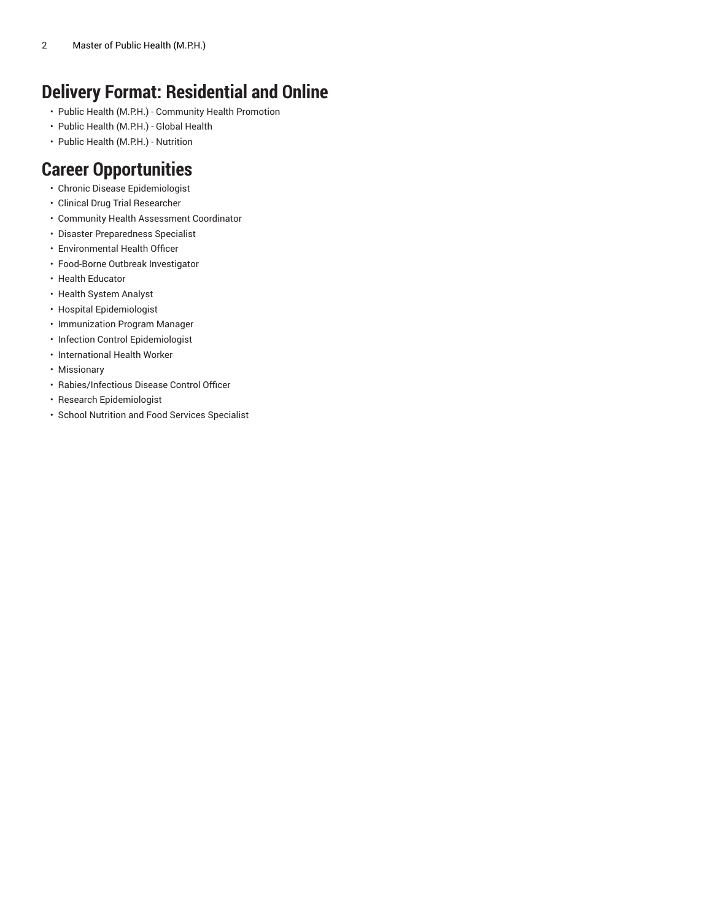## Delivery Format: Residential and Online

- Public Health (M.P.H.) - Community Health Promotion
- Public Health (M.P.H.) - Global Health
- Public Health (M.P.H.) - Nutrition

## Career Opportunities

- Chronic Disease Epidemiologist
- Clinical Drug Trial Researcher
- Community Health Assessment Coordinator
- Disaster Preparedness Specialist
- Environmental Health Officer
- Food-Borne Outbreak Investigator
- Health Educator
- Health System Analyst
- Hospital Epidemiologist
- Immunization Program Manager
- Infection Control Epidemiologist
- International Health Worker
- Missionary
- Rabies/Infectious Disease Control Officer
- Research Epidemiologist
- School Nutrition and Food Services Specialist